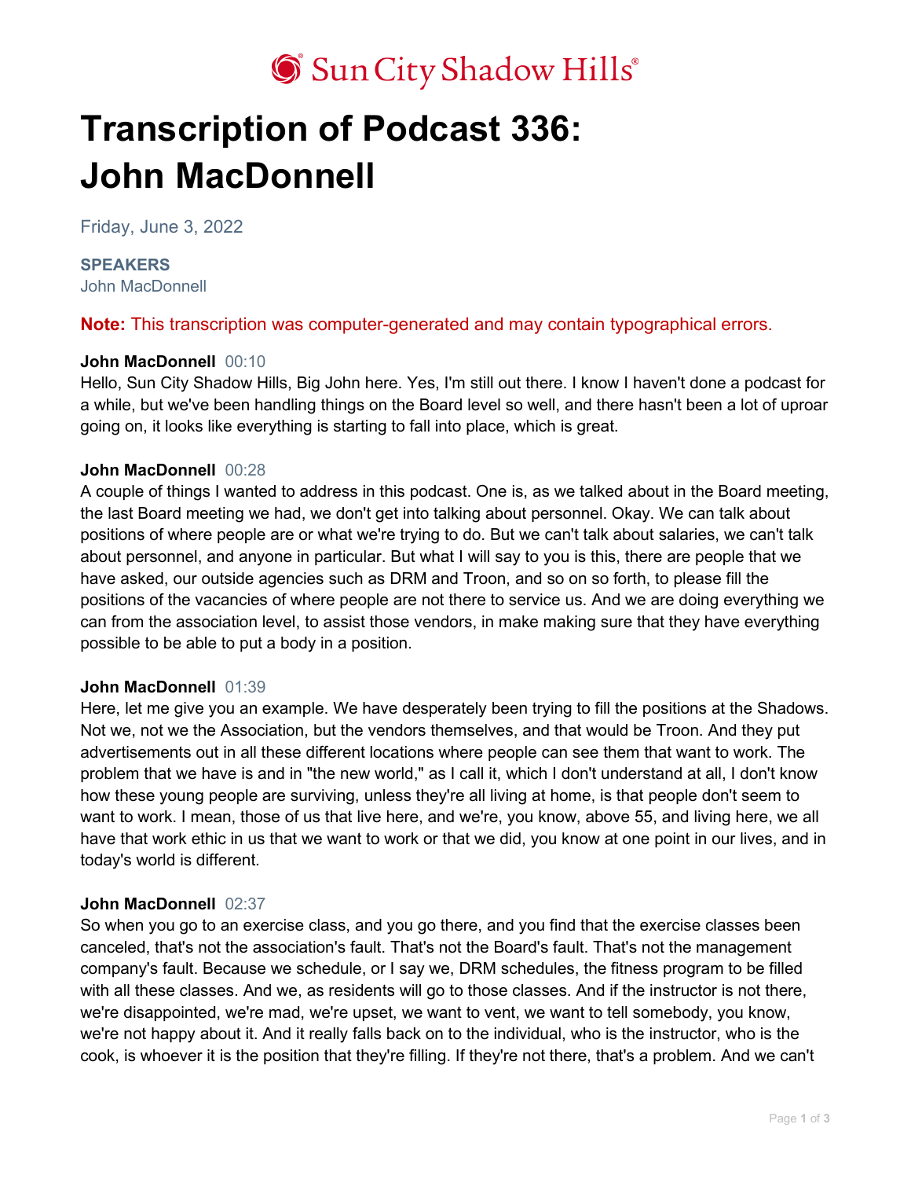Sun City Shadow Hills®

# Transcription of Podcast 336: John MacDonnell

Friday, June 3, 2022

**SPEAKERS**
John MacDonnell

**Note:** This transcription was computer-generated and may contain typographical errors.

**John MacDonnell** 00:10
Hello, Sun City Shadow Hills, Big John here. Yes, I'm still out there. I know I haven't done a podcast for a while, but we've been handling things on the Board level so well, and there hasn't been a lot of uproar going on, it looks like everything is starting to fall into place, which is great.

**John MacDonnell** 00:28
A couple of things I wanted to address in this podcast. One is, as we talked about in the Board meeting, the last Board meeting we had, we don't get into talking about personnel. Okay. We can talk about positions of where people are or what we're trying to do. But we can't talk about salaries, we can't talk about personnel, and anyone in particular. But what I will say to you is this, there are people that we have asked, our outside agencies such as DRM and Troon, and so on so forth, to please fill the positions of the vacancies of where people are not there to service us. And we are doing everything we can from the association level, to assist those vendors, in make making sure that they have everything possible to be able to put a body in a position.

**John MacDonnell** 01:39
Here, let me give you an example. We have desperately been trying to fill the positions at the Shadows. Not we, not we the Association, but the vendors themselves, and that would be Troon. And they put advertisements out in all these different locations where people can see them that want to work. The problem that we have is and in "the new world," as I call it, which I don't understand at all, I don't know how these young people are surviving, unless they're all living at home, is that people don't seem to want to work. I mean, those of us that live here, and we're, you know, above 55, and living here, we all have that work ethic in us that we want to work or that we did, you know at one point in our lives, and in today's world is different.

**John MacDonnell** 02:37
So when you go to an exercise class, and you go there, and you find that the exercise classes been canceled, that's not the association's fault. That's not the Board's fault. That's not the management company's fault. Because we schedule, or I say we, DRM schedules, the fitness program to be filled with all these classes. And we, as residents will go to those classes. And if the instructor is not there, we're disappointed, we're mad, we're upset, we want to vent, we want to tell somebody, you know, we're not happy about it. And it really falls back on to the individual, who is the instructor, who is the cook, is whoever it is the position that they're filling. If they're not there, that's a problem. And we can't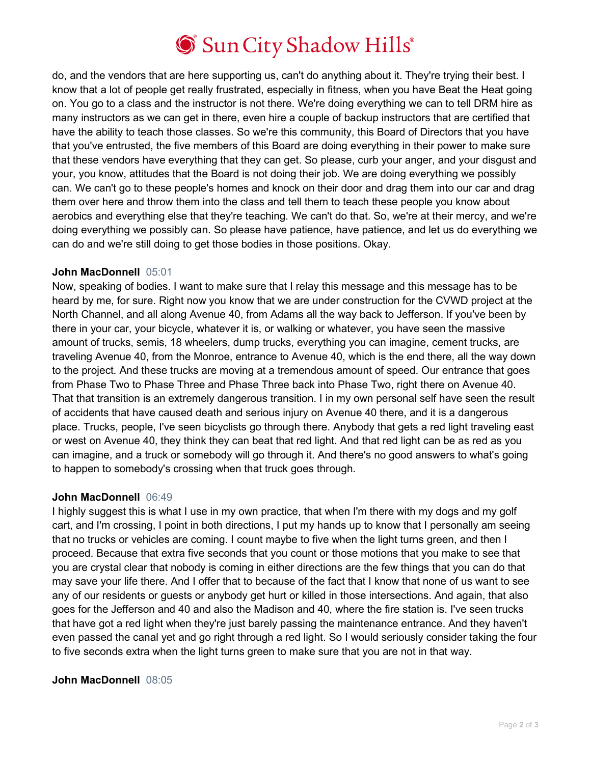do, and the vendors that are here supporting us, can't do anything about it. They're trying their best. I know that a lot of people get really frustrated, especially in fitness, when you have Beat the Heat going on. You go to a class and the instructor is not there. We're doing everything we can to tell DRM hire as many instructors as we can get in there, even hire a couple of backup instructors that are certified that have the ability to teach those classes. So we're this community, this Board of Directors that you have that you've entrusted, the five members of this Board are doing everything in their power to make sure that these vendors have everything that they can get. So please, curb your anger, and your disgust and your, you know, attitudes that the Board is not doing their job. We are doing everything we possibly can. We can't go to these people's homes and knock on their door and drag them into our car and drag them over here and throw them into the class and tell them to teach these people you know about aerobics and everything else that they're teaching. We can't do that. So, we're at their mercy, and we're doing everything we possibly can. So please have patience, have patience, and let us do everything we can do and we're still doing to get those bodies in those positions. Okay.

**John MacDonnell** 05:01

Now, speaking of bodies. I want to make sure that I relay this message and this message has to be heard by me, for sure. Right now you know that we are under construction for the CVWD project at the North Channel, and all along Avenue 40, from Adams all the way back to Jefferson. If you've been by there in your car, your bicycle, whatever it is, or walking or whatever, you have seen the massive amount of trucks, semis, 18 wheelers, dump trucks, everything you can imagine, cement trucks, are traveling Avenue 40, from the Monroe, entrance to Avenue 40, which is the end there, all the way down to the project. And these trucks are moving at a tremendous amount of speed. Our entrance that goes from Phase Two to Phase Three and Phase Three back into Phase Two, right there on Avenue 40. That that transition is an extremely dangerous transition. I in my own personal self have seen the result of accidents that have caused death and serious injury on Avenue 40 there, and it is a dangerous place. Trucks, people, I've seen bicyclists go through there. Anybody that gets a red light traveling east or west on Avenue 40, they think they can beat that red light. And that red light can be as red as you can imagine, and a truck or somebody will go through it. And there's no good answers to what's going to happen to somebody's crossing when that truck goes through.

**John MacDonnell** 06:49

I highly suggest this is what I use in my own practice, that when I'm there with my dogs and my golf cart, and I'm crossing, I point in both directions, I put my hands up to know that I personally am seeing that no trucks or vehicles are coming. I count maybe to five when the light turns green, and then I proceed. Because that extra five seconds that you count or those motions that you make to see that you are crystal clear that nobody is coming in either directions are the few things that you can do that may save your life there. And I offer that to because of the fact that I know that none of us want to see any of our residents or guests or anybody get hurt or killed in those intersections. And again, that also goes for the Jefferson and 40 and also the Madison and 40, where the fire station is. I've seen trucks that have got a red light when they're just barely passing the maintenance entrance. And they haven't even passed the canal yet and go right through a red light. So I would seriously consider taking the four to five seconds extra when the light turns green to make sure that you are not in that way.

**John MacDonnell** 08:05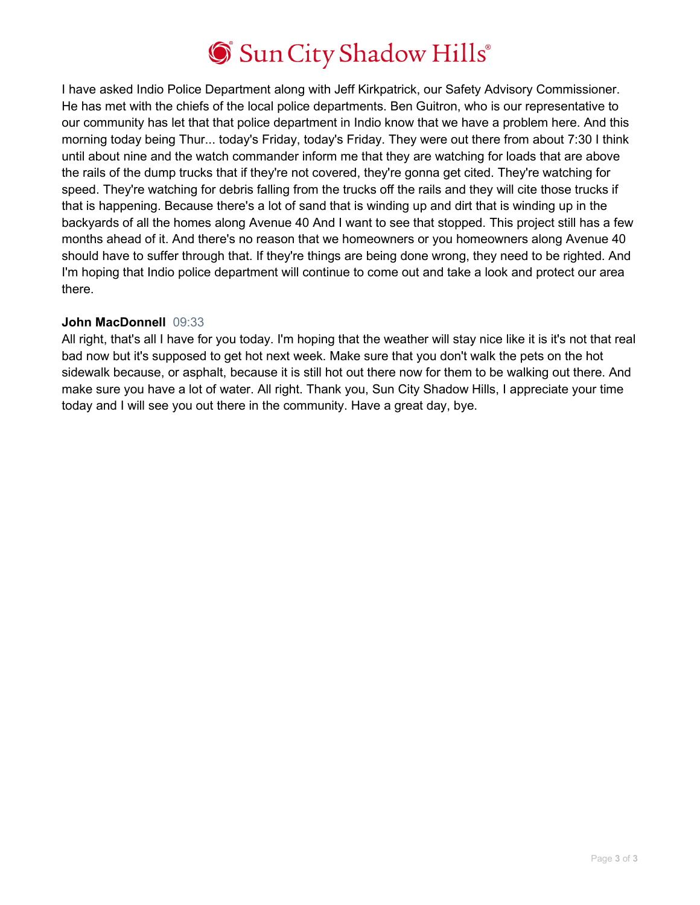I have asked Indio Police Department along with Jeff Kirkpatrick, our Safety Advisory Commissioner. He has met with the chiefs of the local police departments. Ben Guitron, who is our representative to our community has let that that police department in Indio know that we have a problem here. And this morning today being Thur... today's Friday, today's Friday. They were out there from about 7:30 I think until about nine and the watch commander inform me that they are watching for loads that are above the rails of the dump trucks that if they're not covered, they're gonna get cited. They're watching for speed. They're watching for debris falling from the trucks off the rails and they will cite those trucks if that is happening. Because there's a lot of sand that is winding up and dirt that is winding up in the backyards of all the homes along Avenue 40 And I want to see that stopped. This project still has a few months ahead of it. And there's no reason that we homeowners or you homeowners along Avenue 40 should have to suffer through that. If they're things are being done wrong, they need to be righted. And I'm hoping that Indio police department will continue to come out and take a look and protect our area there.

**John MacDonnell** 09:33

All right, that's all I have for you today. I'm hoping that the weather will stay nice like it is it's not that real bad now but it's supposed to get hot next week. Make sure that you don't walk the pets on the hot sidewalk because, or asphalt, because it is still hot out there now for them to be walking out there. And make sure you have a lot of water. All right. Thank you, Sun City Shadow Hills, I appreciate your time today and I will see you out there in the community. Have a great day, bye.